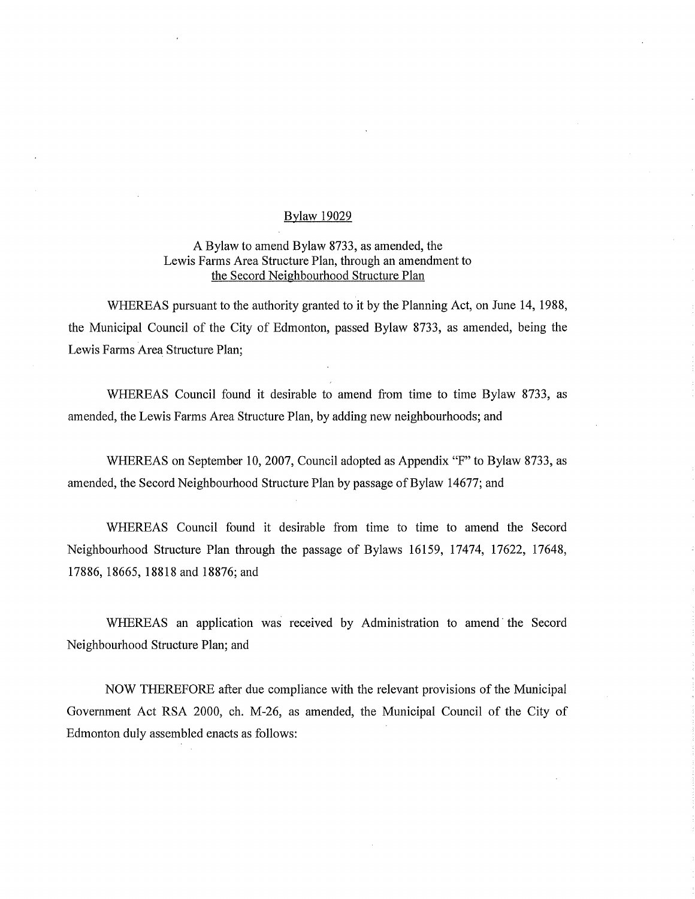# Bylaw 19029

A Bylaw to amend Bylaw 8733, as amended, the Lewis Farms Area Structure Plan, through an amendment to the Secord Neighbourhood Structure Plan

WHEREAS pursuant to the authority granted to it by the Planning Act, on June 14, 1988, the Municipal Council of the City of Edmonton, passed Bylaw 8733, as amended, being the Lewis Farms Area Structure Plan;

WHEREAS Council found it desirable to amend from time to time Bylaw 8733, as amended, the Lewis Farms Area Structure Plan, by adding new neighbourhoods; and

WHEREAS on September 10, 2007, Council adopted as Appendix "F" to Bylaw 8733, as amended, the Secord Neighbourhood Structure Plan by passage of Bylaw 14677; and

WHEREAS Council found it desirable from time to time to amend the Secord Neighbourhood Structure Plan through the passage of Bylaws 16159, 17474, 17622, 17648, 17886, 18665, 18818 and 18876; and

WHEREAS an application was received by Administration to amend the Secord Neighbourhood Structure Plan; and

NOW THEREFORE after due compliance with the relevant provisions of the Municipal Government Act RSA 2000, ch. M-26, as amended, the Municipal Council of the City of Edmonton duly assembled enacts as follows: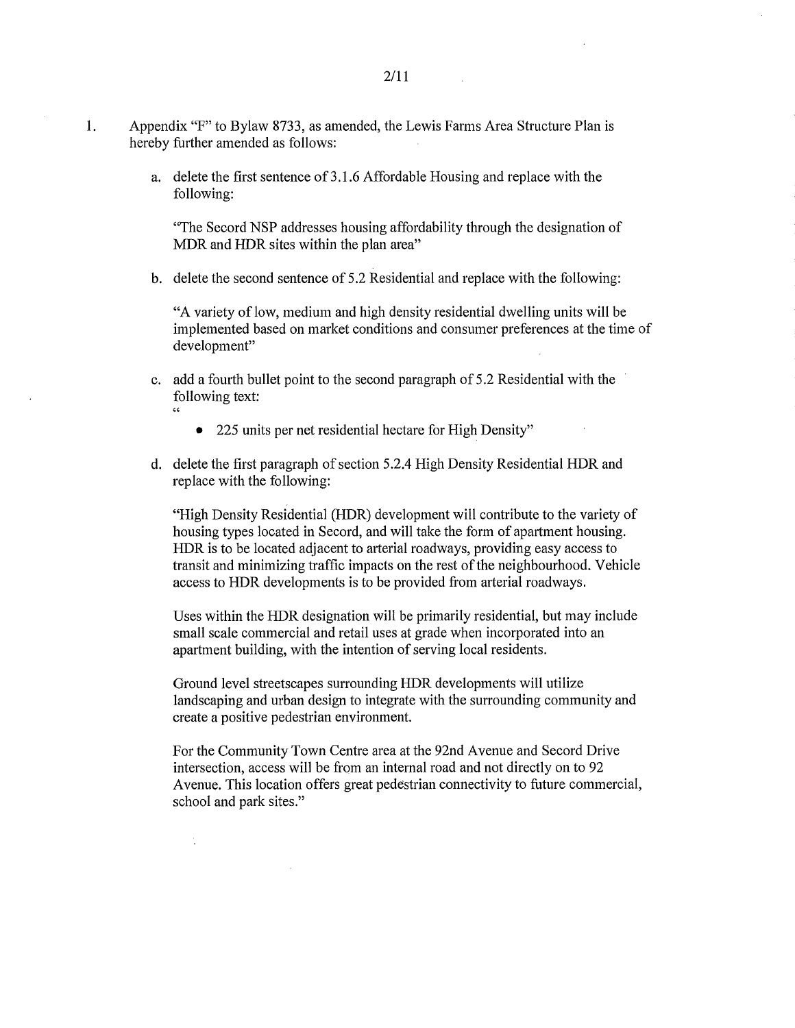1. Appendix "F" to Bylaw 8733, as amended, the Lewis Farms Area Structure Plan is hereby further amended as follows:

   a. delete the first sentence of 3.1.6 Affordable Housing and replace with the following:

      "The Secord NSP addresses housing affordability through the designation of MDR and HDR sites within the plan area"

   b. delete the second sentence of 5.2 Residential and replace with the following:

      "A variety of low, medium and high density residential dwelling units will be implemented based on market conditions and consumer preferences at the time of development"

   c. add a fourth bullet point to the second paragraph of 5.2 Residential with the following text:
      "
      - 225 units per net residential hectare for High Density"

   d. delete the first paragraph of section 5.2.4 High Density Residential HDR and replace with the following:

      "High Density Residential (HDR) development will contribute to the variety of housing types located in Secord, and will take the form of apartment housing. HDR is to be located adjacent to arterial roadways, providing easy access to transit and minimizing traffic impacts on the rest of the neighbourhood. Vehicle access to HDR developments is to be provided from arterial roadways.

      Uses within the HDR designation will be primarily residential, but may include small scale commercial and retail uses at grade when incorporated into an apartment building, with the intention of serving local residents.

      Ground level streetscapes surrounding HDR developments will utilize landscaping and urban design to integrate with the surrounding community and create a positive pedestrian environment.

      For the Community Town Centre area at the 92nd Avenue and Secord Drive intersection, access will be from an internal road and not directly on to 92 Avenue. This location offers great pedestrian connectivity to future commercial, school and park sites."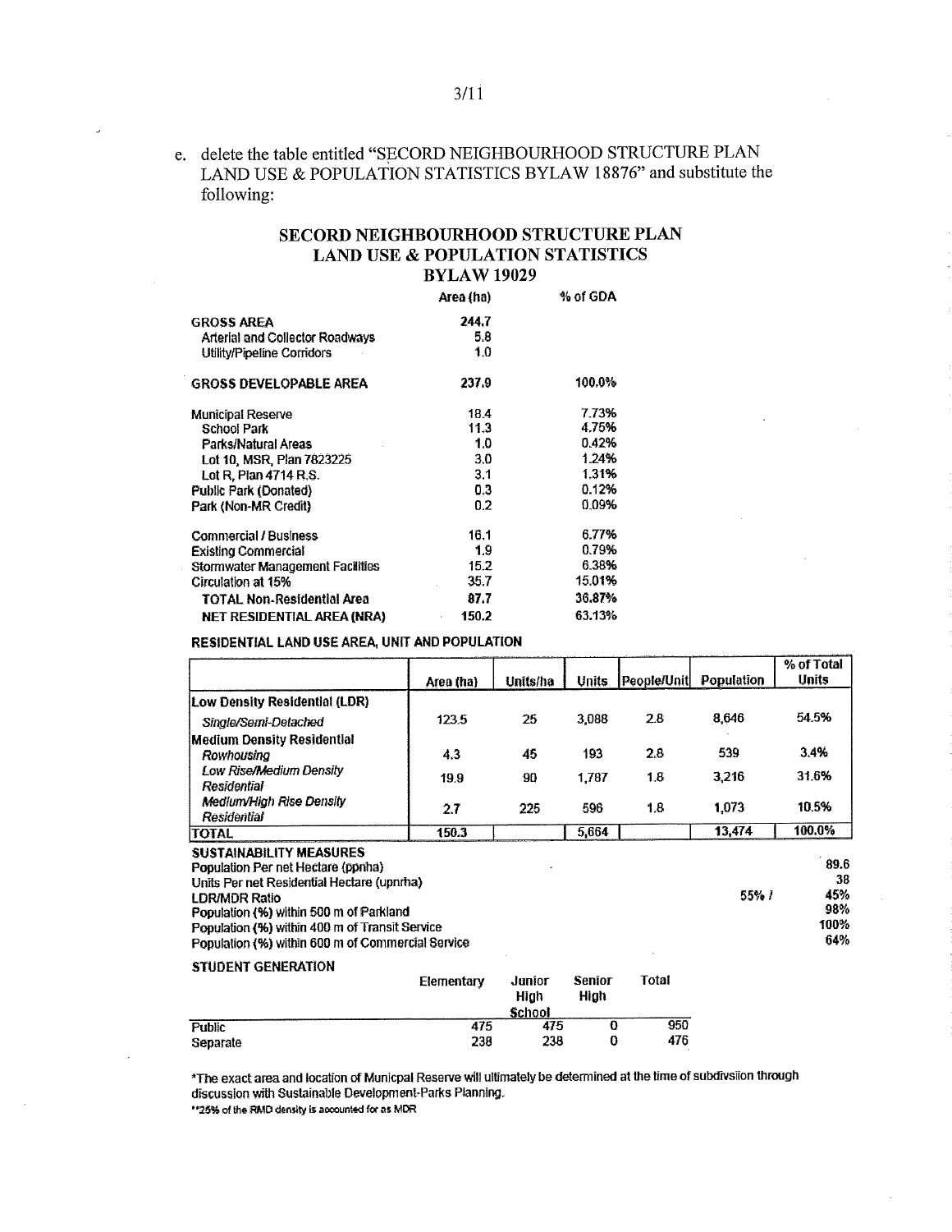e. delete the table entitled "SECORD NEIGHBOURHOOD STRUCTURE PLAN LAND USE & POPULATION STATISTICS BYLAW 18876" and substitute the following:

## SECORD NEIGHBOURHOOD STRUCTURE PLAN LAND USE & POPULATION STATISTICS BYLAW 19029

| | Area (ha) | % of GDA |
|---|---|---|
| **GROSS AREA** | 244.7 | |
| Arterial and Collector Roadways | 5.8 | |
| Utility/Pipeline Corridors | 1.0 | |
| **GROSS DEVELOPABLE AREA** | 237.9 | 100.0% |
| Municipal Reserve | 18.4 | 7.73% |
| School Park | 11.3 | 4.75% |
| Parks/Natural Areas | 1.0 | 0.42% |
| Lot 10, MSR, Plan 7823225 | 3.0 | 1.24% |
| Lot R, Plan 4714 R.S. | 3.1 | 1.31% |
| Public Park (Donated) | 0.3 | 0.12% |
| Park (Non-MR Credit) | 0.2 | 0.09% |
| Commercial / Business | 16.1 | 6.77% |
| Existing Commercial | 1.9 | 0.79% |
| Stormwater Management Facilities | 15.2 | 6.38% |
| Circulation at 15% | 35.7 | 15.01% |
| **TOTAL Non-Residential Area** | 87.7 | 36.87% |
| **NET RESIDENTIAL AREA (NRA)** | 150.2 | 63.13% |

**RESIDENTIAL LAND USE AREA, UNIT AND POPULATION**

| | Area (ha) | Units/ha | Units | People/Unit | Population | % of Total Units |
|---|---|---|---|---|---|---|
| **Low Density Residential (LDR)** | | | | | | |
| *Single/Semi-Detached* | 123.5 | 25 | 3,088 | 2.8 | 8,646 | 54.5% |
| **Medium Density Residential** | | | | | | |
| *Rowhousing* | 4.3 | 45 | 193 | 2.8 | 539 | 3.4% |
| *Low Rise/Medium Density Residential* | 19.9 | 90 | 1,787 | 1.8 | 3,216 | 31.6% |
| *Medium/High Rise Density Residential* | 2.7 | 225 | 596 | 1.8 | 1,073 | 10.5% |
| **TOTAL** | 150.3 | | 5,664 | | 13,474 | 100.0% |

**SUSTAINABILITY MEASURES**

| | | |
|---|---|---|
| Population Per net Hectare (ppnha) | | 89.6 |
| Units Per net Residential Hectare (upnrha) | | 38 |
| LDR/MDR Ratio | 55% / | 45% |
| Population (%) within 500 m of Parkland | | 98% |
| Population (%) within 400 m of Transit Service | | 100% |
| Population (%) within 600 m of Commercial Service | | 64% |

**STUDENT GENERATION**

| | Elementary | Junior High School | Senior High | Total |
|---|---|---|---|---|
| Public | 475 | 475 | 0 | 950 |
| Separate | 238 | 238 | 0 | 476 |

*The exact area and location of Municpal Reserve will ultimately be determined at the time of subdivsiion through discussion with Sustainable Development-Parks Planning.

**25% of the RMD density is accounted for as MDR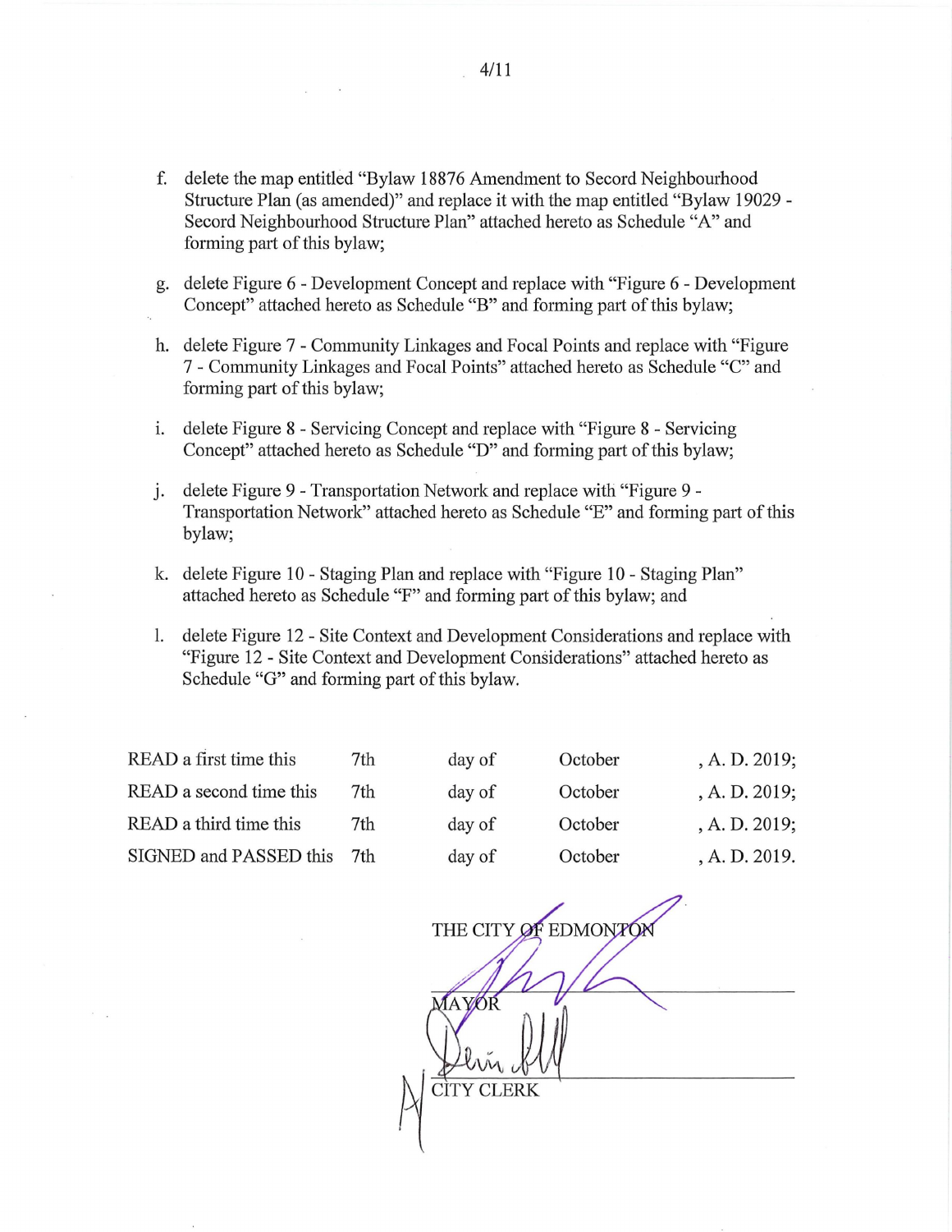f. delete the map entitled "Bylaw 18876 Amendment to Secord Neighbourhood Structure Plan (as amended)" and replace it with the map entitled "Bylaw 19029 - Secord Neighbourhood Structure Plan" attached hereto as Schedule "A" and forming part of this bylaw;

g. delete Figure 6 - Development Concept and replace with "Figure 6 - Development Concept" attached hereto as Schedule "B" and forming part of this bylaw;

h. delete Figure 7 - Community Linkages and Focal Points and replace with "Figure 7 - Community Linkages and Focal Points" attached hereto as Schedule "C" and forming part of this bylaw;

i. delete Figure 8 - Servicing Concept and replace with "Figure 8 - Servicing Concept" attached hereto as Schedule "D" and forming part of this bylaw;

j. delete Figure 9 - Transportation Network and replace with "Figure 9 - Transportation Network" attached hereto as Schedule "E" and forming part of this bylaw;

k. delete Figure 10 - Staging Plan and replace with "Figure 10 - Staging Plan" attached hereto as Schedule "F" and forming part of this bylaw; and

l. delete Figure 12 - Site Context and Development Considerations and replace with "Figure 12 - Site Context and Development Considerations" attached hereto as Schedule "G" and forming part of this bylaw.

| | | | | |
|---|---|---|---|---|
| READ a first time this | 7th | day of | October | , A. D. 2019; |
| READ a second time this | 7th | day of | October | , A. D. 2019; |
| READ a third time this | 7th | day of | October | , A. D. 2019; |
| SIGNED and PASSED this | 7th | day of | October | , A. D. 2019. |

THE CITY OF EDMONTON

MAYOR

CITY CLERK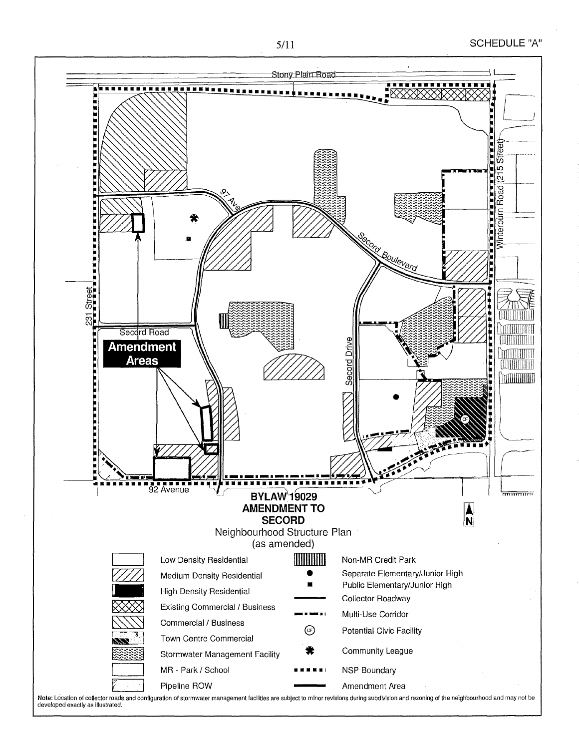SCHEDULE "A"

Stony Plain Road

97 Ave

Secord Boulevard

Winterburn Road (215 Street)

231 Street

Secord Road

**Amendment Areas**

Secord Drive

92 Avenue

**BYLAW 19029**
**AMENDMENT TO**
**SECORD**
Neighbourhood Structure Plan
(as amended)

N

| Legend | |
|---|---|
| Low Density Residential | Non-MR Credit Park |
| Medium Density Residential | Separate Elementary/Junior High |
| High Density Residential | Public Elementary/Junior High |
| Existing Commercial / Business | Collector Roadway |
| Commercial / Business | Multi-Use Corridor |
| Town Centre Commercial | Potential Civic Facility |
| Stormwater Management Facility | Community League |
| MR - Park / School | NSP Boundary |
| Pipeline ROW | Amendment Area |

Note: Location of collector roads and configuration of stormwater management facilities are subject to minor revisions during subdivision and rezoning of the neighbourhood and may not be developed exactly as illustrated.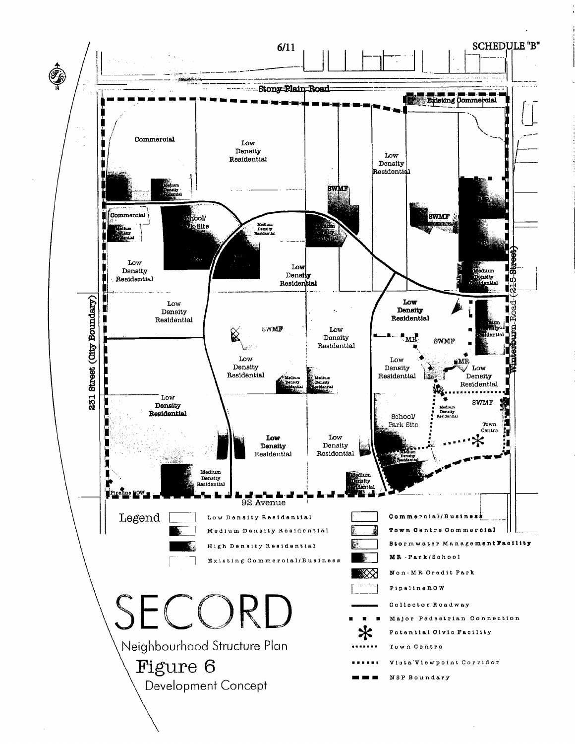SCHEDULE "B"

Stony Plain Road

Existing Commercial

Commercial

Low Density Residential

Medium Density Residential

SWMF

Low Density Residential

MR

Commercial

Medium Density Residential

School/ Park Site

Medium Density Residential

Medium Density Residential

SWMF

Low Density Residential

Low Density Residential

Medium Density Residential

Low Density Residential

Low Density Residential

Medium Density Residential

SWMF

Low Density Residential

MR

SWMF

Low Density Residential

Medium Density Residential

Medium Density Residential

Low Density Residential

MR

Low Density Residential

MR

Low Density Residential

Low Density Residential

SWMF

Medium Density Residential

School/ Park Site

Town Centre

Low Density Residential

Low Density Residential

Medium Density Residential

Medium Density Residential

Medium Density Residential

Pipeline ROW

92 Avenue

231 Street (City Boundary)

Winterburn Road (215 Street)

**Legend**

- Low Density Residential
- Medium Density Residential
- High Density Residential
- Existing Commercial/Business
- Commercial/Business
- Town Centre Commercial
- Stormwater Management Facility
- MR - Park/School
- Non-MR Credit Park
- Pipeline ROW
- Collector Roadway
- Major Pedestrian Connection
- Potential Civic Facility
- Town Centre
- Vista Viewpoint Corridor
- NSP Boundary

# SECORD

Neighbourhood Structure Plan

## Figure 6

Development Concept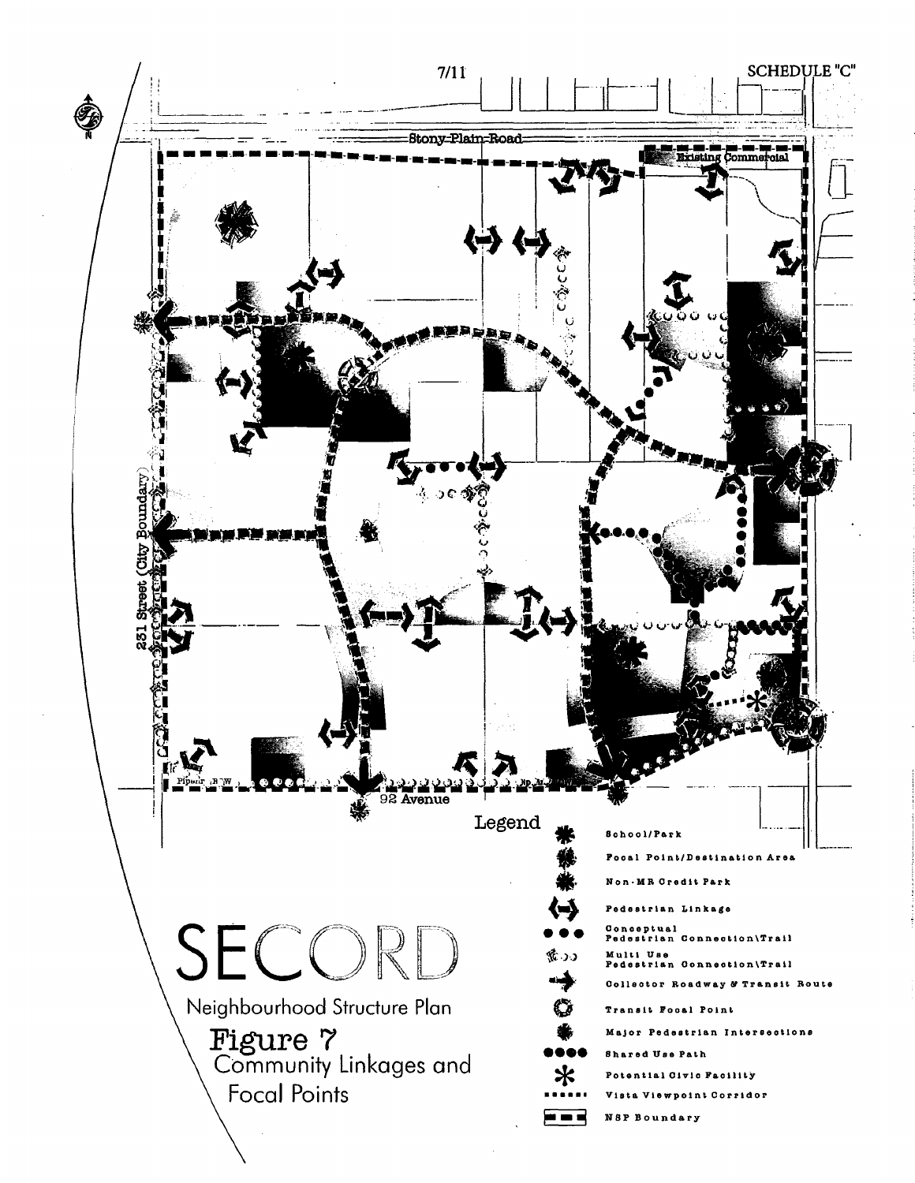SCHEDULE "C"

Stony Plain Road

Existing Commercial

231 Street (City Boundary)

92 Avenue

Pipeline R/W

# SECORD

Neighbourhood Structure Plan

## Figure 7

Community Linkages and Focal Points

**Legend**

- School/Park
- Focal Point/Destination Area
- Non-MR Credit Park
- Pedestrian Linkage
- Conceptual Pedestrian Connection\Trail
- Multi Use Pedestrian Connection\Trail
- Collector Roadway & Transit Route
- Transit Focal Point
- Major Pedestrian Intersections
- Shared Use Path
- Potential Civic Facility
- Vista Viewpoint Corridor
- NSP Boundary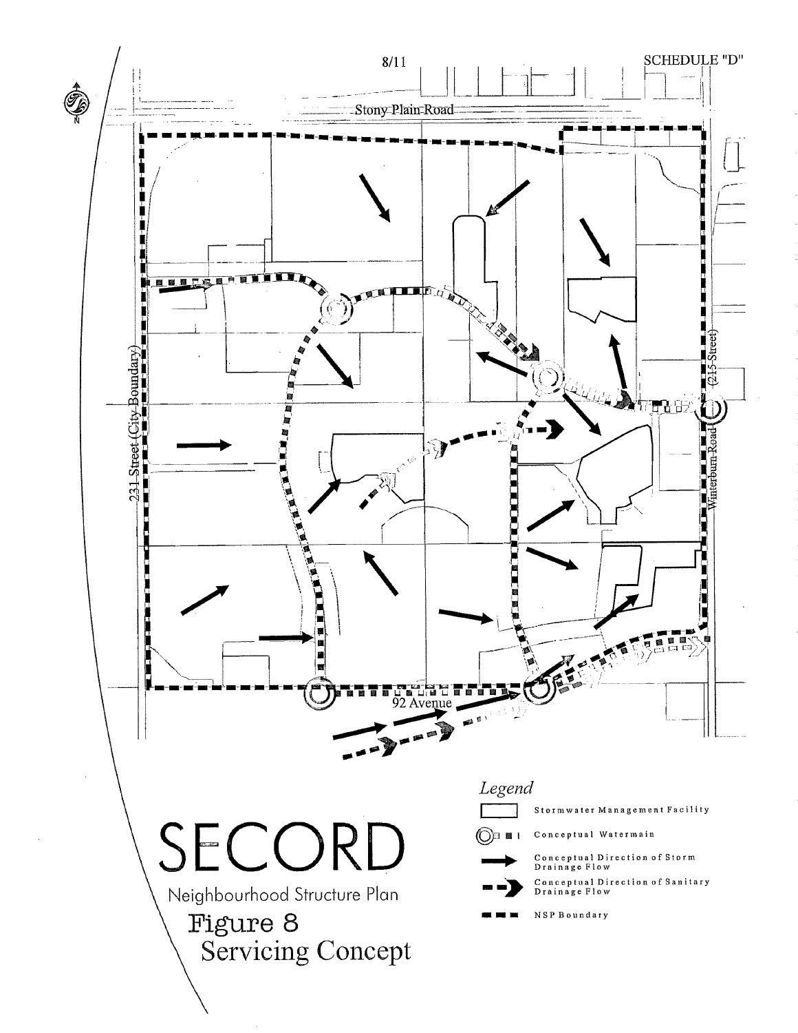SCHEDULE "D"

Stony Plain Road

231 Street (City Boundary)

Winterburn Road (215 Street)

92 Avenue

*Legend*

Stormwater Management Facility

Conceptual Watermain

Conceptual Direction of Storm Drainage Flow

Conceptual Direction of Sanitary Drainage Flow

NSP Boundary

# SECORD

Neighbourhood Structure Plan

## Figure 8
## Servicing Concept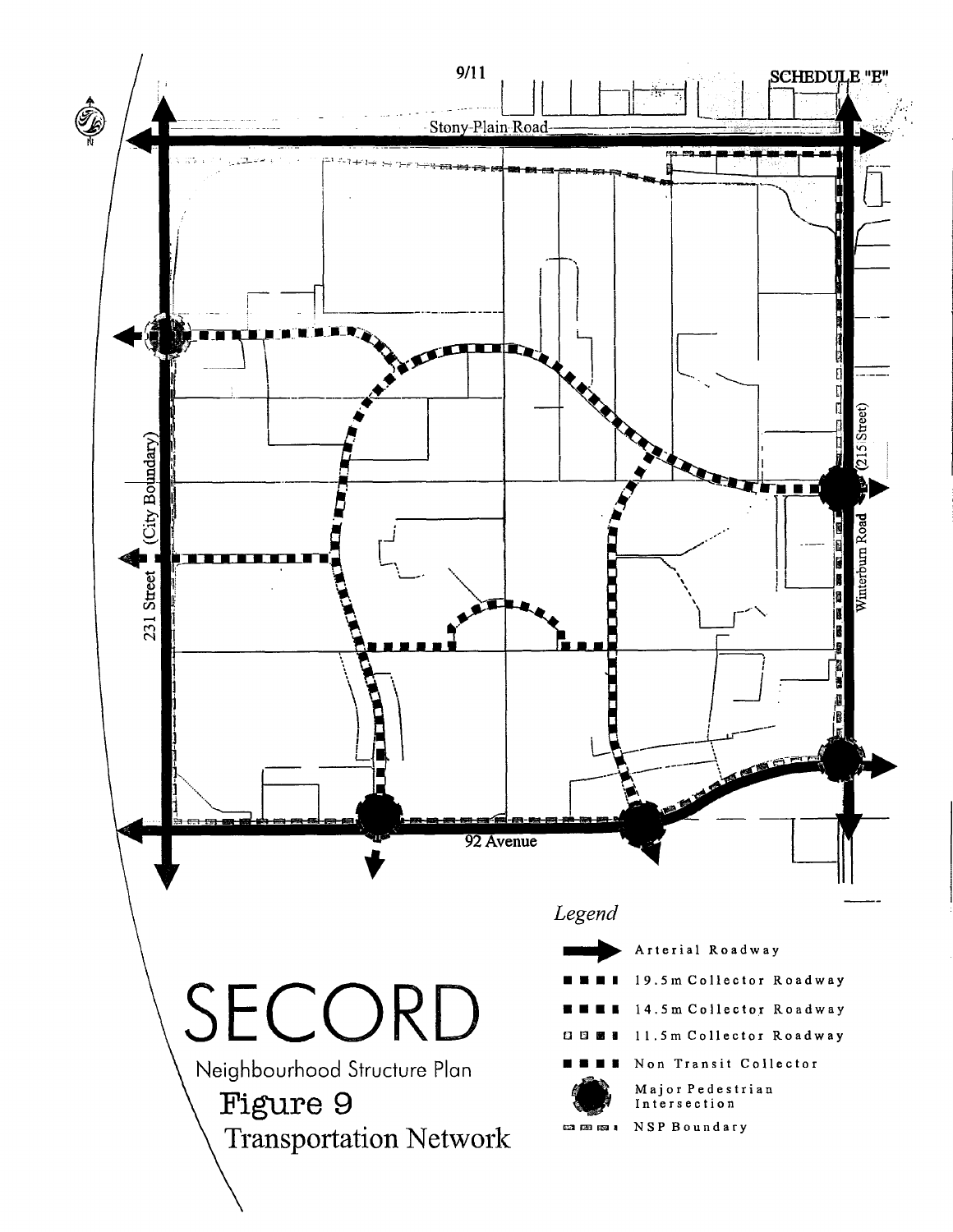SCHEDULE "E"

Stony Plain Road

231 Street (City Boundary)

Winterburn Road (215 Street)

92 Avenue

*Legend*

- Arterial Roadway
- 19.5m Collector Roadway
- 14.5m Collector Roadway
- 11.5m Collector Roadway
- Non Transit Collector
- Major Pedestrian Intersection
- NSP Boundary

# SECORD

Neighbourhood Structure Plan

## Figure 9

Transportation Network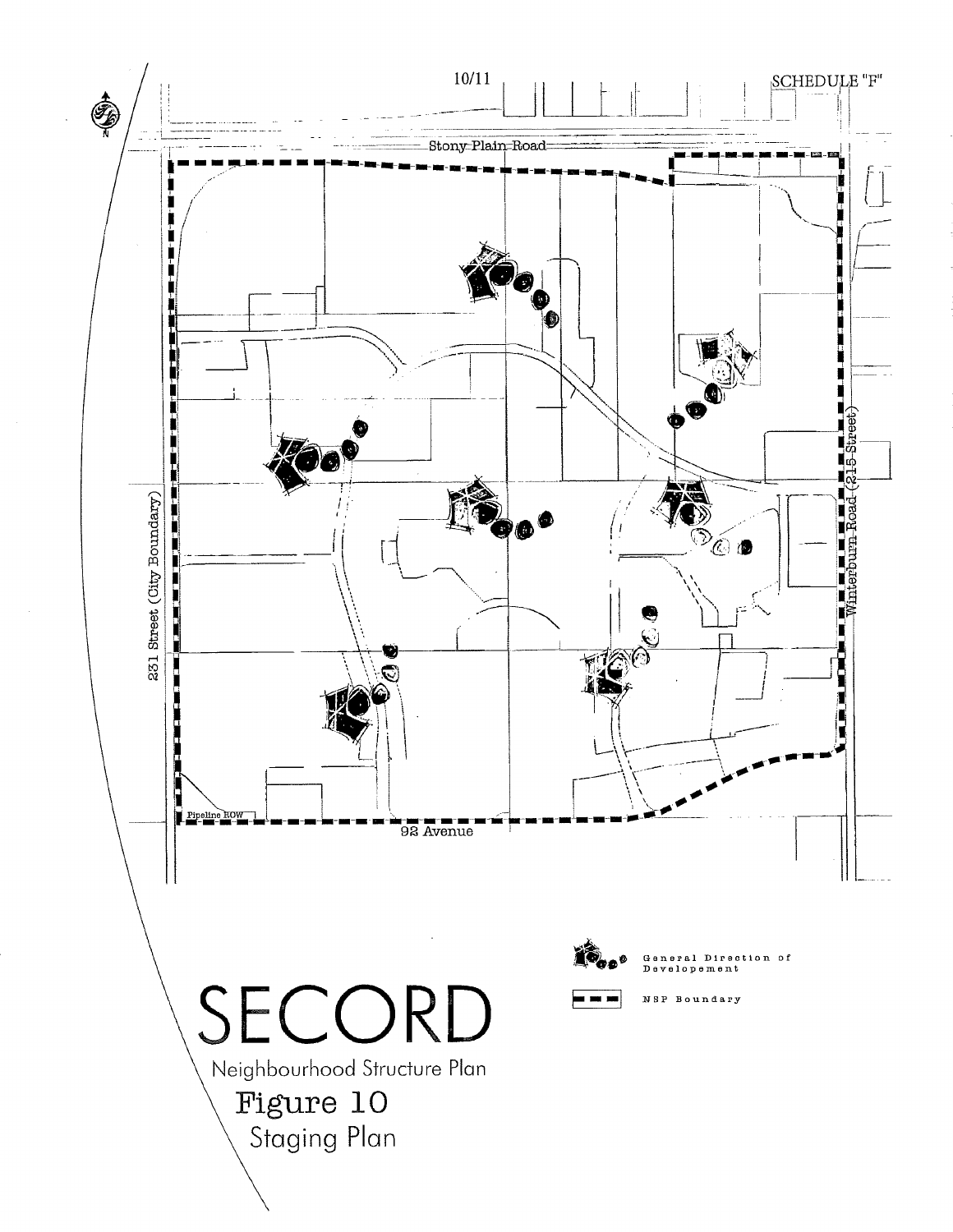SCHEDULE "F"

Stony Plain Road

231 Street (City Boundary)

Winterburn Road (215 Street)

Pipeline ROW

92 Avenue

General Direction of Developement

NSP Boundary

# SECORD

Neighbourhood Structure Plan

## Figure 10

Staging Plan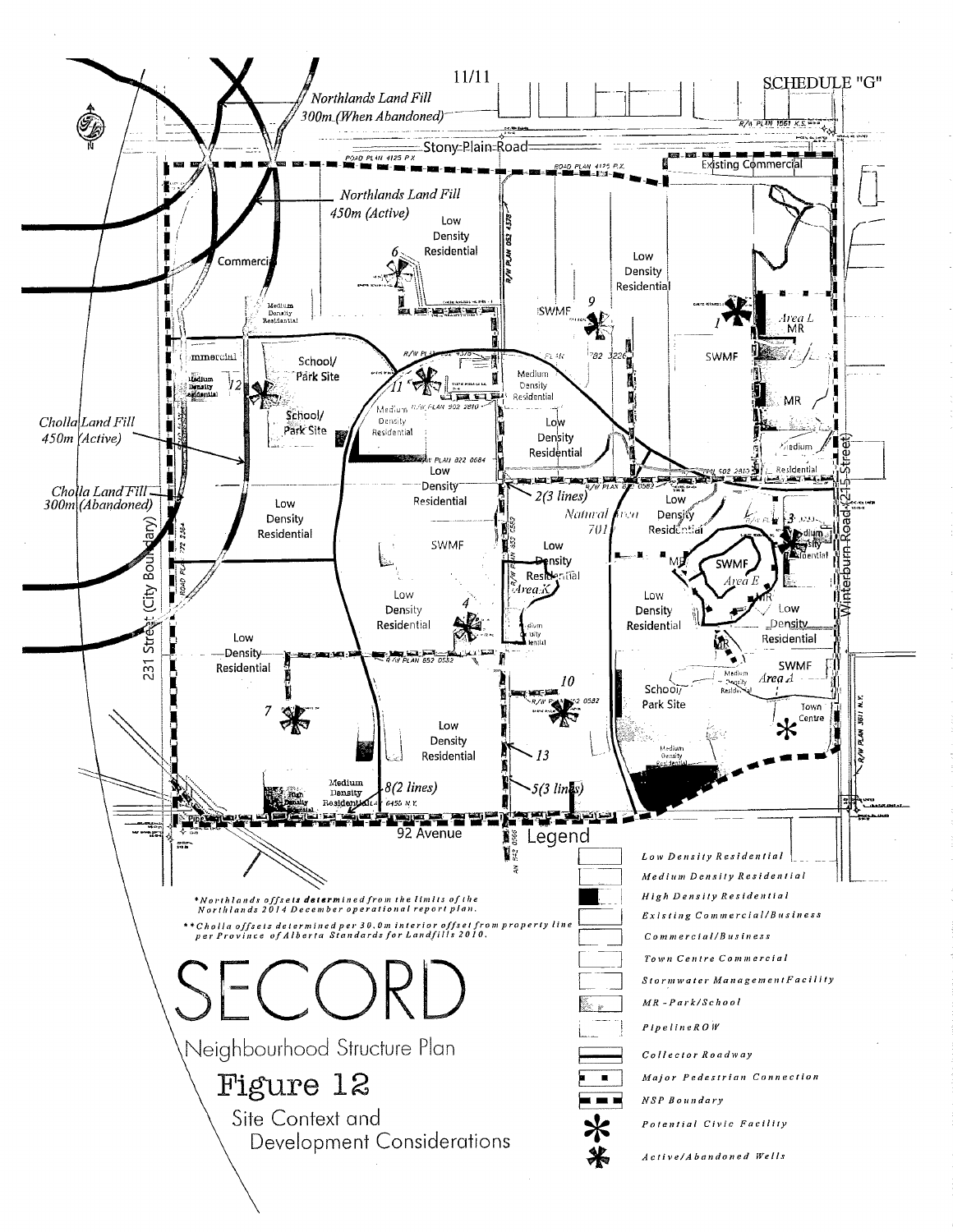SCHEDULE "G"

SECORD

Neighbourhood Structure Plan

**Figure 12**

Site Context and Development Considerations

Northlands Land Fill 300m (When Abandoned)

Northlands Land Fill 450m (Active)

Cholla Land Fill 450m (Active)

Cholla Land Fill 300m (Abandoned)

Stony Plain Road

92 Avenue

231 Street (City Boundary)

Winterburn Road (215 Street)

Existing Commercial

Low Density Residential

Medium Density Residential

High Density Residential

Commercial

School/ Park Site

SWMF

Natural Area 701

Area K

Area E

Area A

Area L MR

MR

Town Centre

2(3 lines)

5(3 lines)

8(2 lines)

13

*Northlands offsets determined from the limits of the Northlands 2014 December operational report plan.

**Cholla offsets determined per 30.0m interior offset from property line per Province of Alberta Standards for Landfills 2010.

Legend

- Low Density Residential
- Medium Density Residential
- High Density Residential
- Existing Commercial/Business
- Commercial/Business
- Town Centre Commercial
- Stormwater Management Facility
- MR - Park/School
- Pipeline ROW
- Collector Roadway
- Major Pedestrian Connection
- NSP Boundary
- Potential Civic Facility
- Active/Abandoned Wells